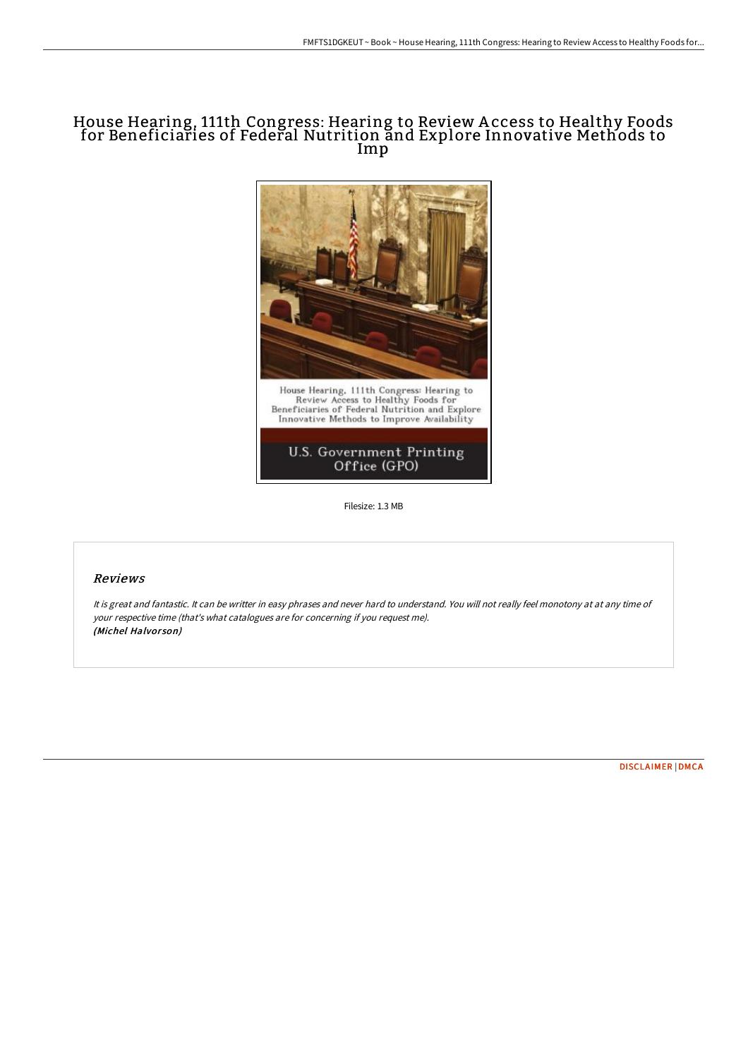# House Hearing, 111th Congress: Hearing to Review Access to Healthy Foods for Beneficiaries of Federal Nutrition and Explore Innovative Methods to Imp

House Hearing, 111th Congress: Hearing to Review Access to Healthy Foods for Beneficiaries of Federal Nutrition and Explore Innovative Methods to Improve Availability

U.S. Government Printing Office (GPO)

Filesize: 1.3 MB

## *Reviews*

*It is great and fantastic. It can be writter in easy phrases and never hard to understand. You will not really feel monotony at at any time of your respective time (that's what catalogues are for concerning if you request me).*
***(Michel Halvorson)***

DISCLAIMER | DMCA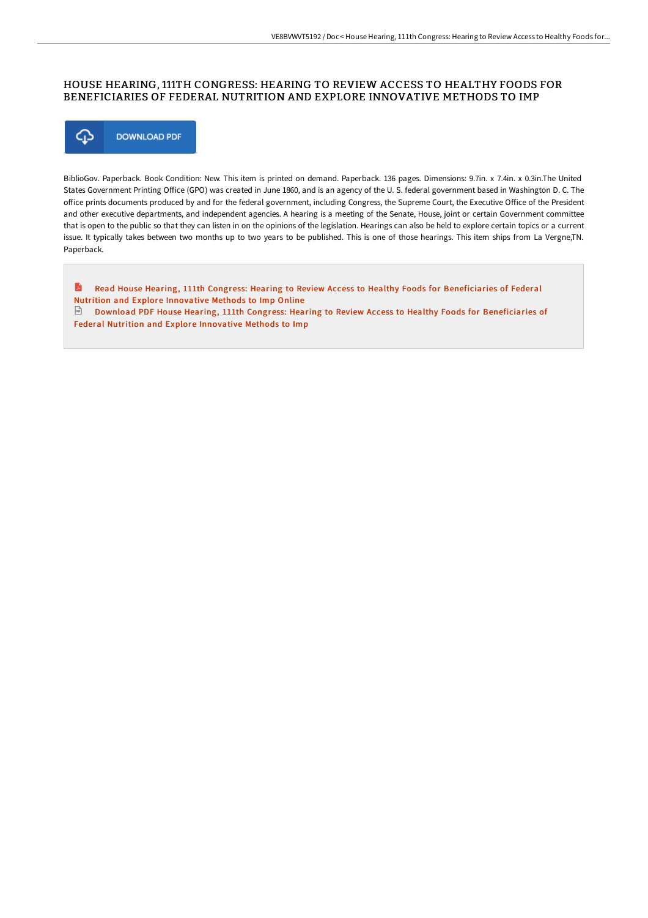# HOUSE HEARING, 111TH CONGRESS: HEARING TO REVIEW ACCESS TO HEALTHY FOODS FOR BENEFICIARIES OF FEDERAL NUTRITION AND EXPLORE INNOVATIVE METHODS TO IMP

DOWNLOAD PDF

BiblioGov. Paperback. Book Condition: New. This item is printed on demand. Paperback. 136 pages. Dimensions: 9.7in. x 7.4in. x 0.3in.The United States Government Printing Office (GPO) was created in June 1860, and is an agency of the U. S. federal government based in Washington D. C. The office prints documents produced by and for the federal government, including Congress, the Supreme Court, the Executive Office of the President and other executive departments, and independent agencies. A hearing is a meeting of the Senate, House, joint or certain Government committee that is open to the public so that they can listen in on the opinions of the legislation. Hearings can also be held to explore certain topics or a current issue. It typically takes between two months up to two years to be published. This is one of those hearings. This item ships from La Vergne,TN. Paperback.

Read House Hearing, 111th Congress: Hearing to Review Access to Healthy Foods for Beneficiaries of Federal Nutrition and Explore Innovative Methods to Imp Online

Download PDF House Hearing, 111th Congress: Hearing to Review Access to Healthy Foods for Beneficiaries of Federal Nutrition and Explore Innovative Methods to Imp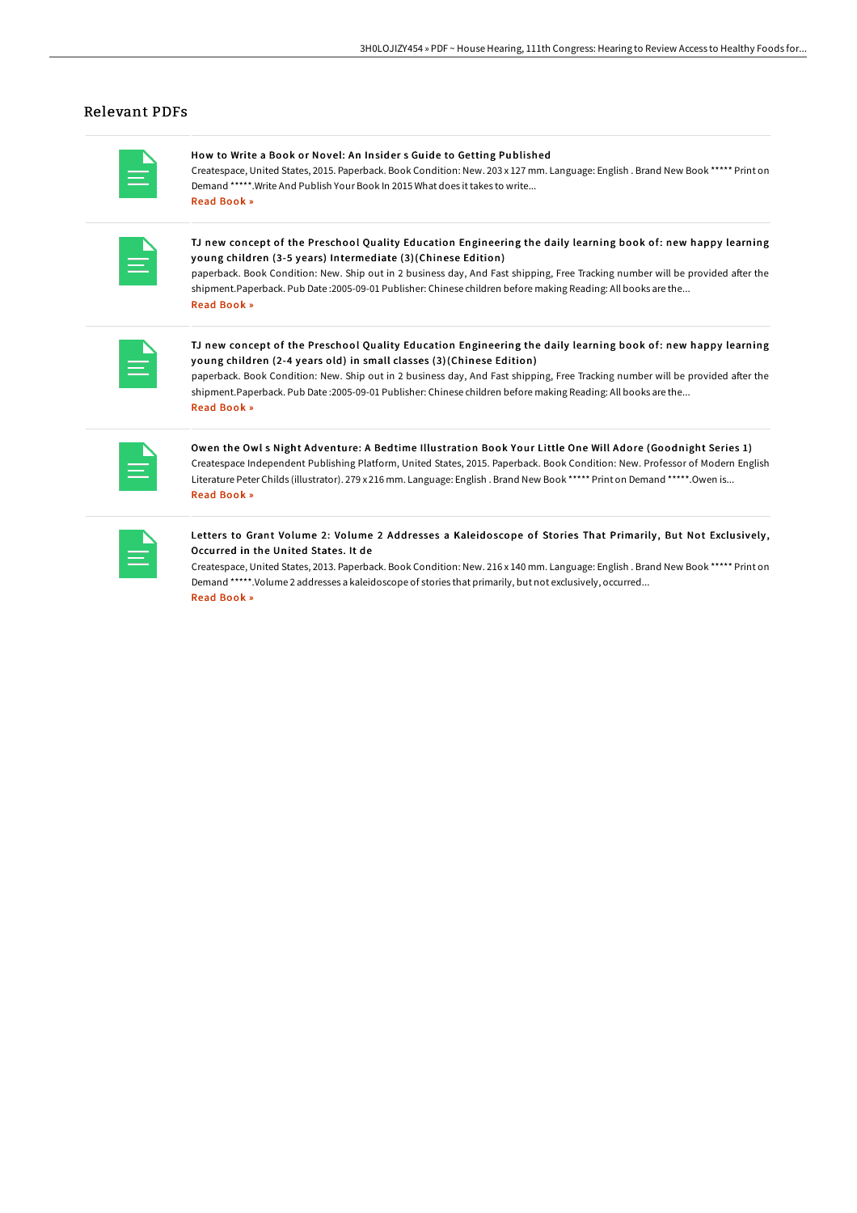## Relevant PDFs

**How to Write a Book or Novel: An Insider s Guide to Getting Published**

Createspace, United States, 2015. Paperback. Book Condition: New. 203 x 127 mm. Language: English . Brand New Book ***** Print on Demand *****.Write And Publish Your Book In 2015 What does it takes to write...

Read Book »

**TJ new concept of the Preschool Quality Education Engineering the daily learning book of: new happy learning young children (3-5 years) Intermediate (3)(Chinese Edition)**

paperback. Book Condition: New. Ship out in 2 business day, And Fast shipping, Free Tracking number will be provided after the shipment.Paperback. Pub Date :2005-09-01 Publisher: Chinese children before making Reading: All books are the...

Read Book »

**TJ new concept of the Preschool Quality Education Engineering the daily learning book of: new happy learning young children (2-4 years old) in small classes (3)(Chinese Edition)**

paperback. Book Condition: New. Ship out in 2 business day, And Fast shipping, Free Tracking number will be provided after the shipment.Paperback. Pub Date :2005-09-01 Publisher: Chinese children before making Reading: All books are the...

Read Book »

**Owen the Owl s Night Adventure: A Bedtime Illustration Book Your Little One Will Adore (Goodnight Series 1)**

Createspace Independent Publishing Platform, United States, 2015. Paperback. Book Condition: New. Professor of Modern English Literature Peter Childs (illustrator). 279 x 216 mm. Language: English . Brand New Book ***** Print on Demand *****.Owen is...

Read Book »

**Letters to Grant Volume 2: Volume 2 Addresses a Kaleidoscope of Stories That Primarily, But Not Exclusively, Occurred in the United States. It de**

Createspace, United States, 2013. Paperback. Book Condition: New. 216 x 140 mm. Language: English . Brand New Book ***** Print on Demand *****.Volume 2 addresses a kaleidoscope of stories that primarily, but not exclusively, occurred...

Read Book »